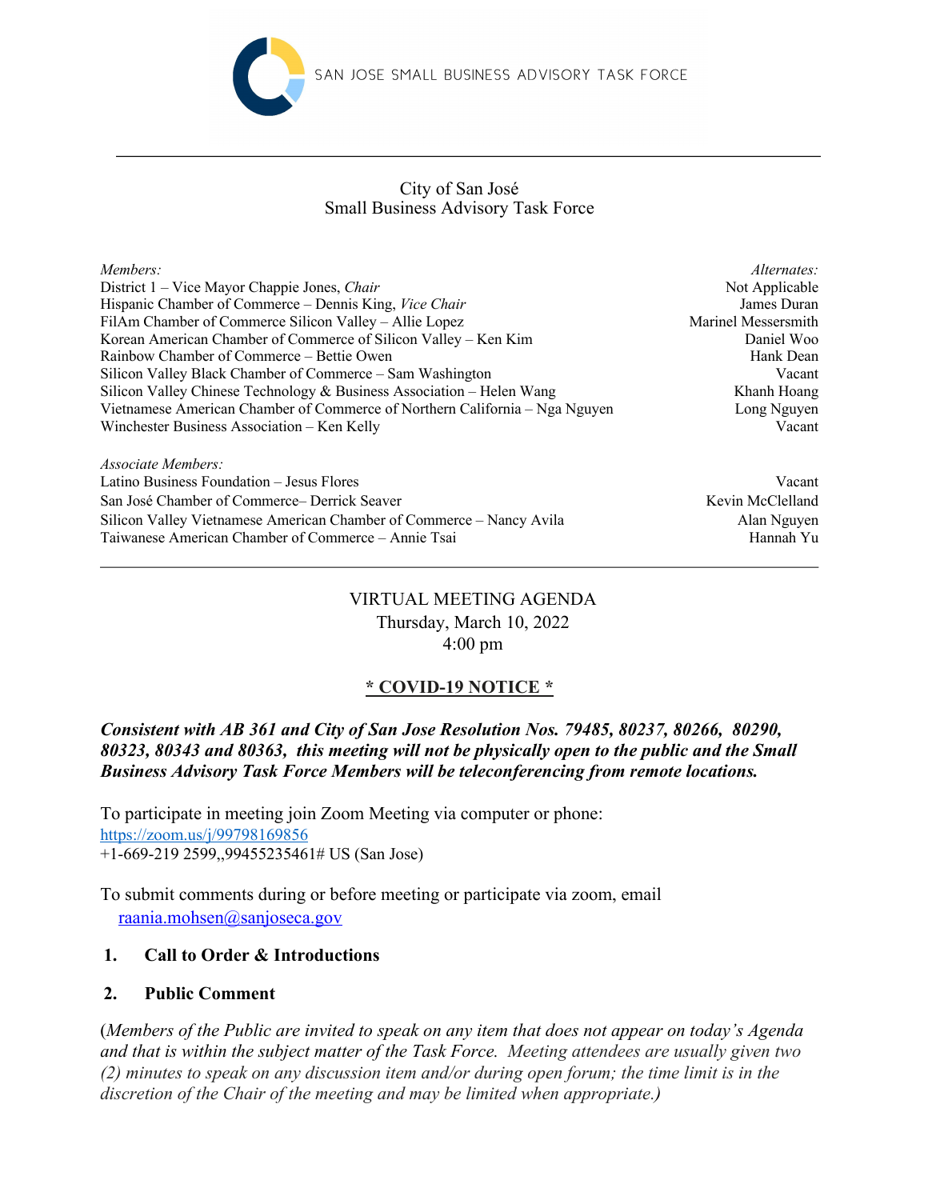SAN JOSE SMALL BUSINESS ADVISORY TASK FORCE

City of San José
Small Business Advisory Task Force

| *Members:* | *Alternates:* |
|---|---|
| District 1 – Vice Mayor Chappie Jones, *Chair* | Not Applicable |
| Hispanic Chamber of Commerce – Dennis King, *Vice Chair* | James Duran |
| FilAm Chamber of Commerce Silicon Valley – Allie Lopez | Marinel Messersmith |
| Korean American Chamber of Commerce of Silicon Valley – Ken Kim | Daniel Woo |
| Rainbow Chamber of Commerce – Bettie Owen | Hank Dean |
| Silicon Valley Black Chamber of Commerce – Sam Washington | Vacant |
| Silicon Valley Chinese Technology & Business Association – Helen Wang | Khanh Hoang |
| Vietnamese American Chamber of Commerce of Northern California – Nga Nguyen | Long Nguyen |
| Winchester Business Association – Ken Kelly | Vacant |

| *Associate Members:* | |
|---|---|
| Latino Business Foundation – Jesus Flores | Vacant |
| San José Chamber of Commerce– Derrick Seaver | Kevin McClelland |
| Silicon Valley Vietnamese American Chamber of Commerce – Nancy Avila | Alan Nguyen |
| Taiwanese American Chamber of Commerce – Annie Tsai | Hannah Yu |

---

VIRTUAL MEETING AGENDA
Thursday, March 10, 2022
4:00 pm

**\* COVID-19 NOTICE \***

***Consistent with AB 361 and City of San Jose Resolution Nos. 79485, 80237, 80266, 80290, 80323, 80343 and 80363, this meeting will not be physically open to the public and the Small Business Advisory Task Force Members will be teleconferencing from remote locations.***

To participate in meeting join Zoom Meeting via computer or phone:
https://zoom.us/j/99798169856
+1-669-219 2599,,99455235461# US (San Jose)

To submit comments during or before meeting or participate via zoom, email
raania.mohsen@sanjoseca.gov

**1. Call to Order & Introductions**

**2. Public Comment**

(*Members of the Public are invited to speak on any item that does not appear on today's Agenda and that is within the subject matter of the Task Force. Meeting attendees are usually given two (2) minutes to speak on any discussion item and/or during open forum; the time limit is in the discretion of the Chair of the meeting and may be limited when appropriate.)*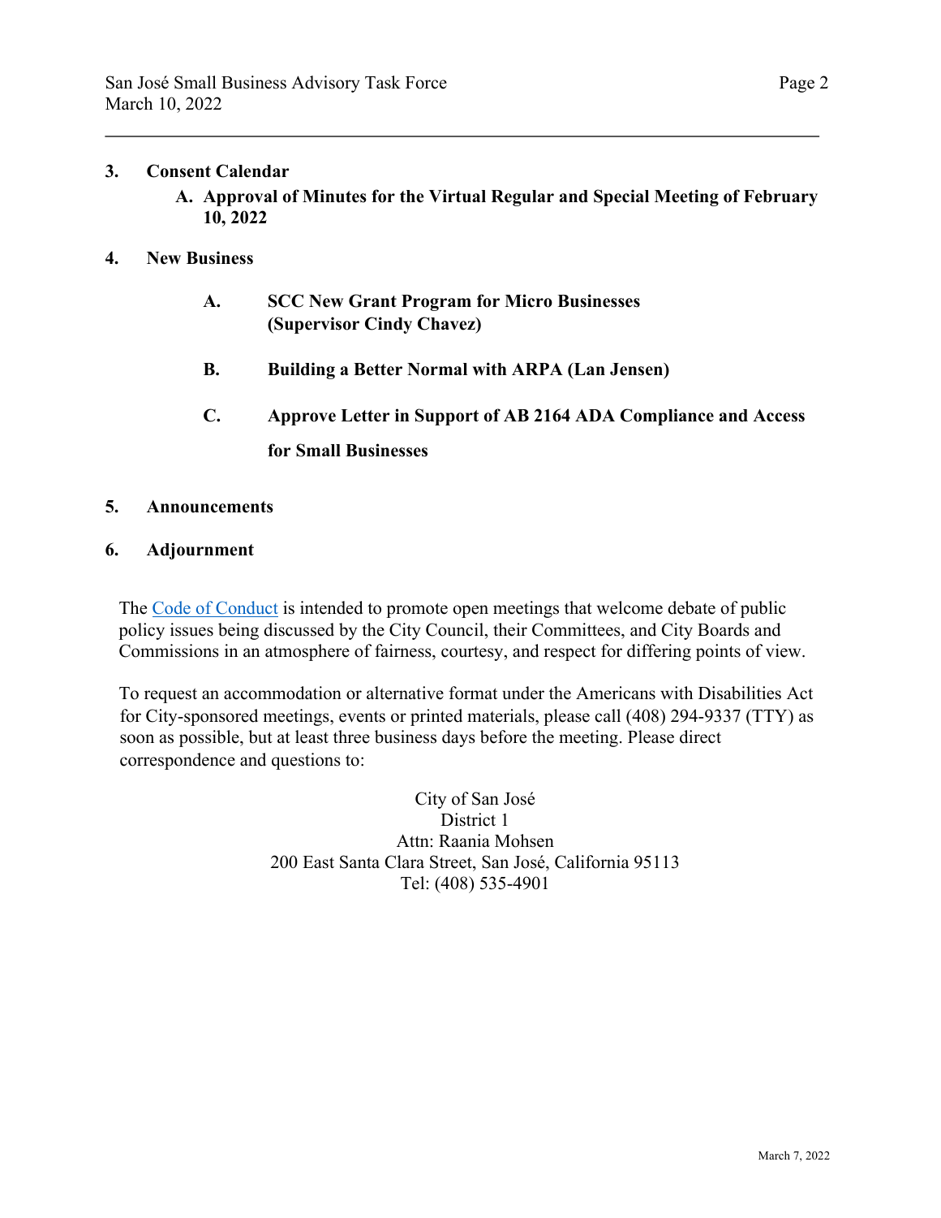**3. Consent Calendar**

**A. Approval of Minutes for the Virtual Regular and Special Meeting of February 10, 2022**

**4. New Business**

**A. SCC New Grant Program for Micro Businesses (Supervisor Cindy Chavez)**

**B. Building a Better Normal with ARPA (Lan Jensen)**

**C. Approve Letter in Support of AB 2164 ADA Compliance and Access for Small Businesses**

**5. Announcements**

**6. Adjournment**

The Code of Conduct is intended to promote open meetings that welcome debate of public policy issues being discussed by the City Council, their Committees, and City Boards and Commissions in an atmosphere of fairness, courtesy, and respect for differing points of view.

To request an accommodation or alternative format under the Americans with Disabilities Act for City-sponsored meetings, events or printed materials, please call (408) 294-9337 (TTY) as soon as possible, but at least three business days before the meeting. Please direct correspondence and questions to:

City of San José
District 1
Attn: Raania Mohsen
200 East Santa Clara Street, San José, California 95113
Tel: (408) 535-4901

March 7, 2022